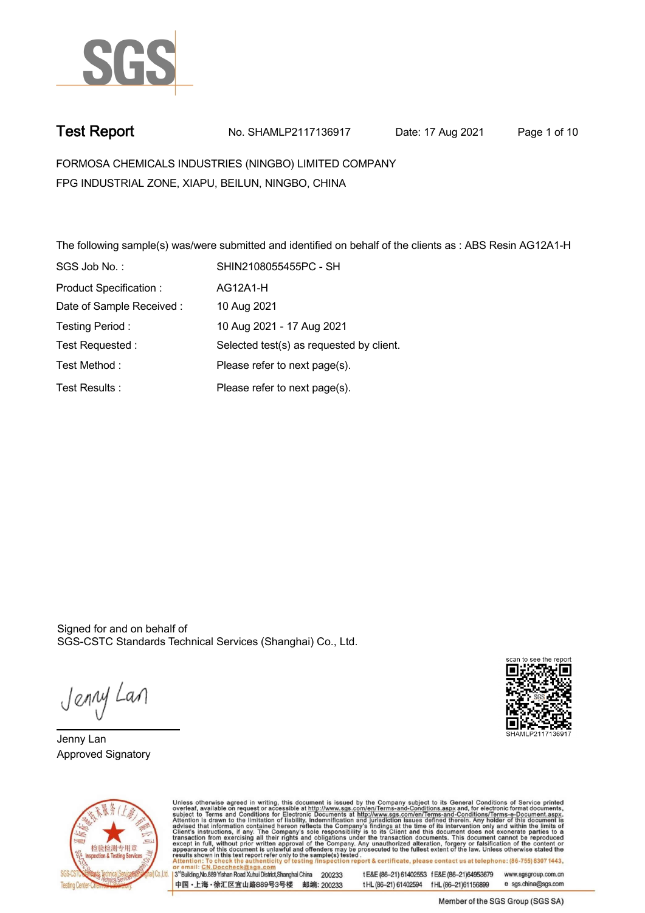# Test Report

No. SHAMLP2117136917 Date: 17 Aug 2021

FORMOSA CHEMICALS INDUSTRIES (NINGBO) LIMITED COMPANY
FPG INDUSTRIAL ZONE, XIAPU, BEILUN, NINGBO, CHINA

The following sample(s) was/were submitted and identified on behalf of the clients as : ABS Resin AG12A1-H

| | |
|---|---|
| SGS Job No. : | SHIN2108055455PC - SH |
| Product Specification : | AG12A1-H |
| Date of Sample Received : | 10 Aug 2021 |
| Testing Period : | 10 Aug 2021 - 17 Aug 2021 |
| Test Requested : | Selected test(s) as requested by client. |
| Test Method : | Please refer to next page(s). |
| Test Results : | Please refer to next page(s). |

Signed for and on behalf of
SGS-CSTC Standards Technical Services (Shanghai) Co., Ltd.

Jenny Lan
Approved Signatory

scan to see the report
SHAMLP2117136917

Unless otherwise agreed in writing, this document is issued by the Company subject to its General Conditions of Service printed overleaf, available on request or accessible at http://www.sgs.com/en/Terms-and-Conditions.aspx and, for electronic format documents, subject to Terms and Conditions for Electronic Documents at http://www.sgs.com/en/Terms-and-Conditions/Terms-e-Document.aspx. Attention is drawn to the limitation of liability, indemnification and jurisdiction issues defined therein. Any holder of this document is advised that information contained hereon reflects the Company's findings at the time of its intervention only and within the limits of Client's instructions, if any. The Company's sole responsibility is to its Client and this document does not exonerate parties to a transaction from exercising all their rights and obligations under the transaction documents. This document cannot be reproduced except in full, without prior written approval of the Company. Any unauthorized alteration, forgery or falsification of the content or appearance of this document is unlawful and offenders may be prosecuted to the fullest extent of the law. Unless otherwise stated the results shown in this test report refer only to the sample(s) tested.
Attention: To check the authenticity of testing /inspection report & certificate, please contact us at telephone: (86-755) 8307 1443, or email: CN.Doccheck@sgs.com

3rd Building,No.889 Yishan Road Xuhui District,Shanghai China 200233 t E&E (86–21) 61402553 f E&E (86–21)64953679 www.sgsgroup.com.cn
中国・上海・徐汇区宜山路889号3号楼 邮编: 200233 t HL (86–21) 61402594 f HL (86–21)61156899 e sgs.china@sgs.com

Member of the SGS Group (SGS SA)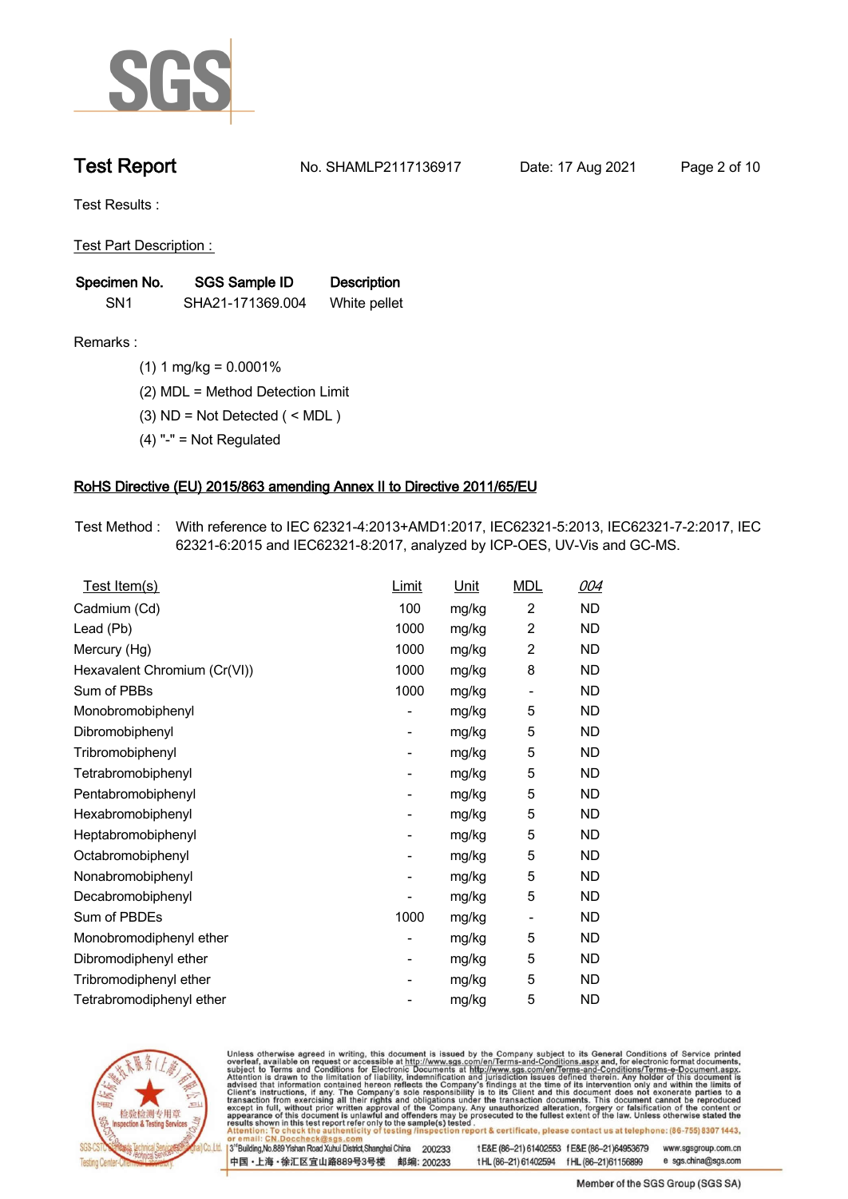# Test Report

No. SHAMLP2117136917 Date: 17 Aug 2021

Test Results :

Test Part Description :

| Specimen No. | SGS Sample ID | Description |
|---|---|---|
| SN1 | SHA21-171369.004 | White pellet |

Remarks :

(1) 1 mg/kg = 0.0001%

(2) MDL = Method Detection Limit

(3) ND = Not Detected ( < MDL )

(4) "-" = Not Regulated

## RoHS Directive (EU) 2015/863 amending Annex II to Directive 2011/65/EU

Test Method : With reference to IEC 62321-4:2013+AMD1:2017, IEC62321-5:2013, IEC62321-7-2:2017, IEC 62321-6:2015 and IEC62321-8:2017, analyzed by ICP-OES, UV-Vis and GC-MS.

| Test Item(s) | Limit | Unit | MDL | 004 |
|---|---|---|---|---|
| Cadmium (Cd) | 100 | mg/kg | 2 | ND |
| Lead (Pb) | 1000 | mg/kg | 2 | ND |
| Mercury (Hg) | 1000 | mg/kg | 2 | ND |
| Hexavalent Chromium (Cr(VI)) | 1000 | mg/kg | 8 | ND |
| Sum of PBBs | 1000 | mg/kg | - | ND |
| Monobromobiphenyl | - | mg/kg | 5 | ND |
| Dibromobiphenyl | - | mg/kg | 5 | ND |
| Tribromobiphenyl | - | mg/kg | 5 | ND |
| Tetrabromobiphenyl | - | mg/kg | 5 | ND |
| Pentabromobiphenyl | - | mg/kg | 5 | ND |
| Hexabromobiphenyl | - | mg/kg | 5 | ND |
| Heptabromobiphenyl | - | mg/kg | 5 | ND |
| Octabromobiphenyl | - | mg/kg | 5 | ND |
| Nonabromobiphenyl | - | mg/kg | 5 | ND |
| Decabromobiphenyl | - | mg/kg | 5 | ND |
| Sum of PBDEs | 1000 | mg/kg | - | ND |
| Monobromodiphenyl ether | - | mg/kg | 5 | ND |
| Dibromodiphenyl ether | - | mg/kg | 5 | ND |
| Tribromodiphenyl ether | - | mg/kg | 5 | ND |
| Tetrabromodiphenyl ether | - | mg/kg | 5 | ND |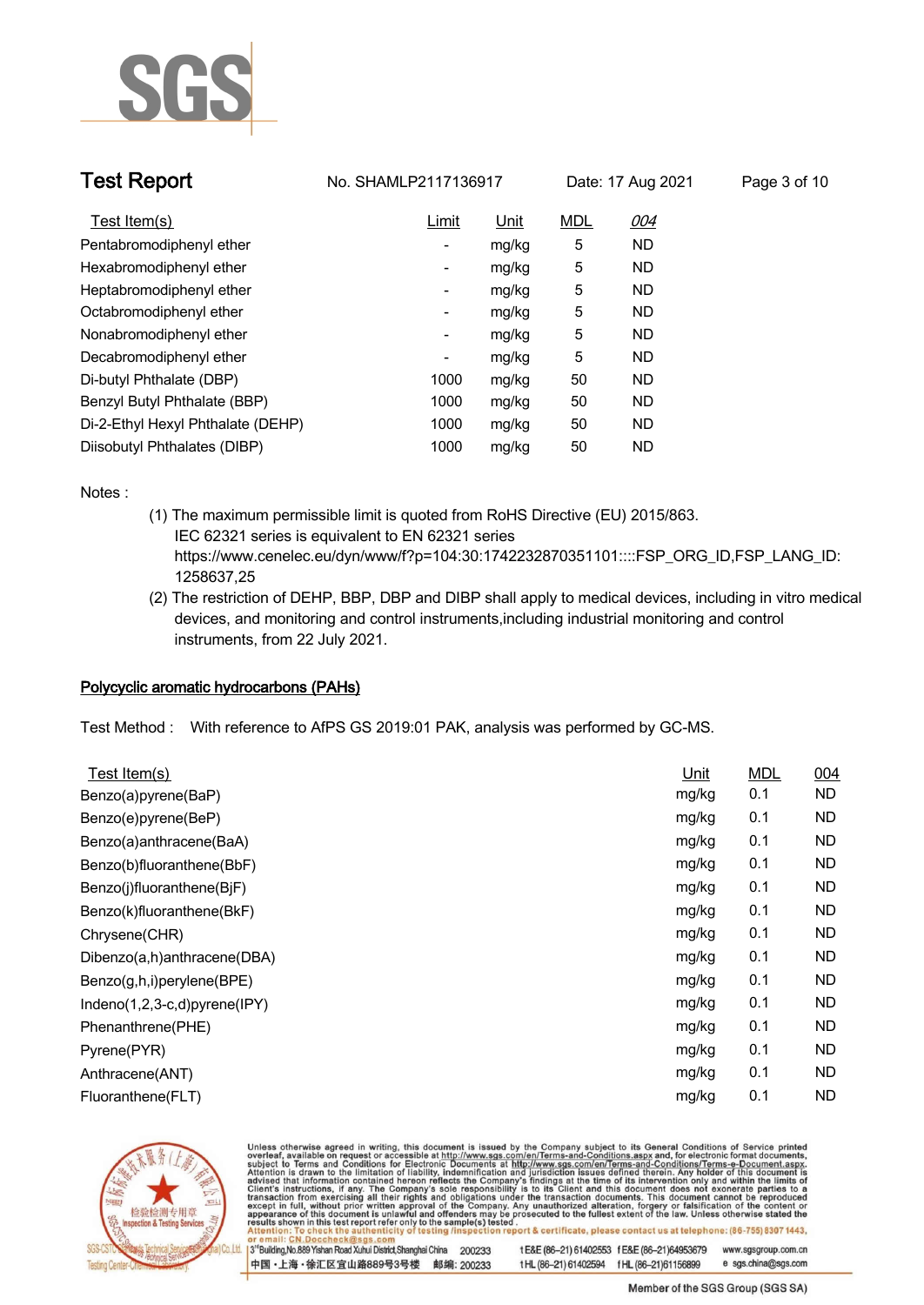| Test Item(s) | Limit | Unit | MDL | 004 |
|---|---|---|---|---|
| Pentabromodiphenyl ether | - | mg/kg | 5 | ND |
| Hexabromodiphenyl ether | - | mg/kg | 5 | ND |
| Heptabromodiphenyl ether | - | mg/kg | 5 | ND |
| Octabromodiphenyl ether | - | mg/kg | 5 | ND |
| Nonabromodiphenyl ether | - | mg/kg | 5 | ND |
| Decabromodiphenyl ether | - | mg/kg | 5 | ND |
| Di-butyl Phthalate (DBP) | 1000 | mg/kg | 50 | ND |
| Benzyl Butyl Phthalate (BBP) | 1000 | mg/kg | 50 | ND |
| Di-2-Ethyl Hexyl Phthalate (DEHP) | 1000 | mg/kg | 50 | ND |
| Diisobutyl Phthalates (DIBP) | 1000 | mg/kg | 50 | ND |

Notes :

(1) The maximum permissible limit is quoted from RoHS Directive (EU) 2015/863.
IEC 62321 series is equivalent to EN 62321 series
https://www.cenelec.eu/dyn/www/f?p=104:30:1742232870351101::::FSP_ORG_ID,FSP_LANG_ID:1258637,25

(2) The restriction of DEHP, BBP, DBP and DIBP shall apply to medical devices, including in vitro medical devices, and monitoring and control instruments,including industrial monitoring and control instruments, from 22 July 2021.

## Polycyclic aromatic hydrocarbons (PAHs)

Test Method : With reference to AfPS GS 2019:01 PAK, analysis was performed by GC-MS.

| Test Item(s) | Unit | MDL | 004 |
|---|---|---|---|
| Benzo(a)pyrene(BaP) | mg/kg | 0.1 | ND |
| Benzo(e)pyrene(BeP) | mg/kg | 0.1 | ND |
| Benzo(a)anthracene(BaA) | mg/kg | 0.1 | ND |
| Benzo(b)fluoranthene(BbF) | mg/kg | 0.1 | ND |
| Benzo(j)fluoranthene(BjF) | mg/kg | 0.1 | ND |
| Benzo(k)fluoranthene(BkF) | mg/kg | 0.1 | ND |
| Chrysene(CHR) | mg/kg | 0.1 | ND |
| Dibenzo(a,h)anthracene(DBA) | mg/kg | 0.1 | ND |
| Benzo(g,h,i)perylene(BPE) | mg/kg | 0.1 | ND |
| Indeno(1,2,3-c,d)pyrene(IPY) | mg/kg | 0.1 | ND |
| Phenanthrene(PHE) | mg/kg | 0.1 | ND |
| Pyrene(PYR) | mg/kg | 0.1 | ND |
| Anthracene(ANT) | mg/kg | 0.1 | ND |
| Fluoranthene(FLT) | mg/kg | 0.1 | ND |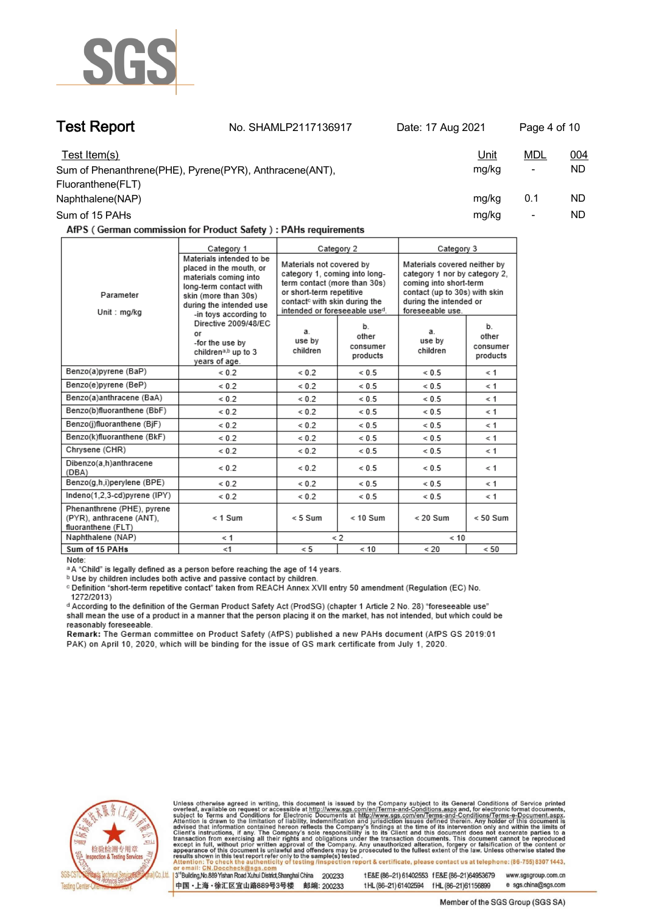# Test Report

No. SHAMLP2117136917 Date: 17 Aug 2021

| Test Item(s) | Unit | MDL | 004 |
|---|---|---|---|
| Sum of Phenanthrene(PHE), Pyrene(PYR), Anthracene(ANT), Fluoranthene(FLT) | mg/kg | - | ND |
| Naphthalene(NAP) | mg/kg | 0.1 | ND |
| Sum of 15 PAHs | mg/kg | - | ND |

**AfPS ( German commission for Product Safety ) : PAHs requirements**

| Parameter<br>Unit : mg/kg | Category 1 | Category 2 | | Category 3 | |
|---|---|---|---|---|---|
| | Materials intended to be placed in the mouth, or materials coming into long-term contact with skin (more than 30s) during the intended use -in toys according to Directive 2009/48/EC or -for the use by children[a,b] up to 3 years of age. | Materials not covered by category 1, coming into long-term contact (more than 30s) or short-term repetitive contact[c] with skin during the intended or foreseeable use[d]. | | Materials covered neither by category 1 nor by category 2, coming into short-term contact (up to 30s) with skin during the intended or foreseeable use. | |
| | | a. use by children | b. other consumer products | a. use by children | b. other consumer products |
| Benzo(a)pyrene (BaP) | < 0.2 | < 0.2 | < 0.5 | < 0.5 | < 1 |
| Benzo(e)pyrene (BeP) | < 0.2 | < 0.2 | < 0.5 | < 0.5 | < 1 |
| Benzo(a)anthracene (BaA) | < 0.2 | < 0.2 | < 0.5 | < 0.5 | < 1 |
| Benzo(b)fluoranthene (BbF) | < 0.2 | < 0.2 | < 0.5 | < 0.5 | < 1 |
| Benzo(j)fluoranthene (BjF) | < 0.2 | < 0.2 | < 0.5 | < 0.5 | < 1 |
| Benzo(k)fluoranthene (BkF) | < 0.2 | < 0.2 | < 0.5 | < 0.5 | < 1 |
| Chrysene (CHR) | < 0.2 | < 0.2 | < 0.5 | < 0.5 | < 1 |
| Dibenzo(a,h)anthracene (DBA) | < 0.2 | < 0.2 | < 0.5 | < 0.5 | < 1 |
| Benzo(g,h,i)perylene (BPE) | < 0.2 | < 0.2 | < 0.5 | < 0.5 | < 1 |
| Indeno(1,2,3-cd)pyrene (IPY) | < 0.2 | < 0.2 | < 0.5 | < 0.5 | < 1 |
| Phenanthrene (PHE), pyrene (PYR), anthracene (ANT), fluoranthene (FLT) | < 1 Sum | < 5 Sum | < 10 Sum | < 20 Sum | < 50 Sum |
| Naphthalene (NAP) | < 1 | < 2 | | < 10 | |
| **Sum of 15 PAHs** | <1 | < 5 | < 10 | < 20 | < 50 |

Note:

[a] A "Child" is legally defined as a person before reaching the age of 14 years.

[b] Use by children includes both active and passive contact by children.

[c] Definition "short-term repetitive contact" taken from REACH Annex XVII entry 50 amendment (Regulation (EC) No. 1272/2013)

[d] According to the definition of the German Product Safety Act (ProdSG) (chapter 1 Article 2 No. 28) "foreseeable use" shall mean the use of a product in a manner that the person placing it on the market, has not intended, but which could be reasonably foreseeable.

**Remark:** The German committee on Product Safety (AfPS) published a new PAHs document (AfPS GS 2019:01 PAK) on April 10, 2020, which will be binding for the issue of GS mark certificate from July 1, 2020.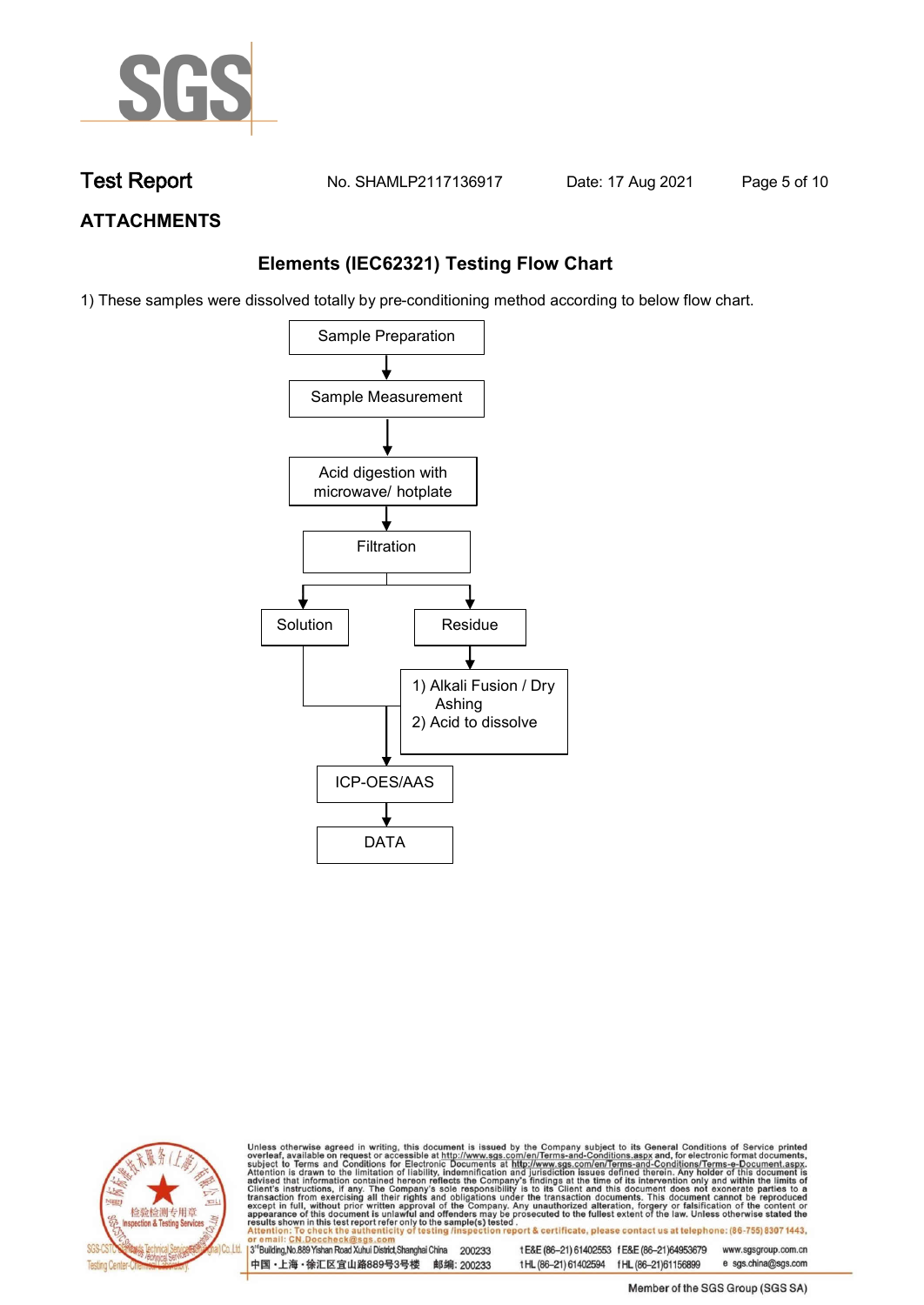## ATTACHMENTS

### Elements (IEC62321) Testing Flow Chart

1) These samples were dissolved totally by pre-conditioning method according to below flow chart.

Sample Preparation
↓
Sample Measurement
↓
Acid digestion with microwave/ hotplate
↓
Filtration
↓ (branches into Solution and Residue)

Solution → ICP-OES/AAS

Residue
↓
1) Alkali Fusion / Dry Ashing
2) Acid to dissolve
↓
ICP-OES/AAS
↓
DATA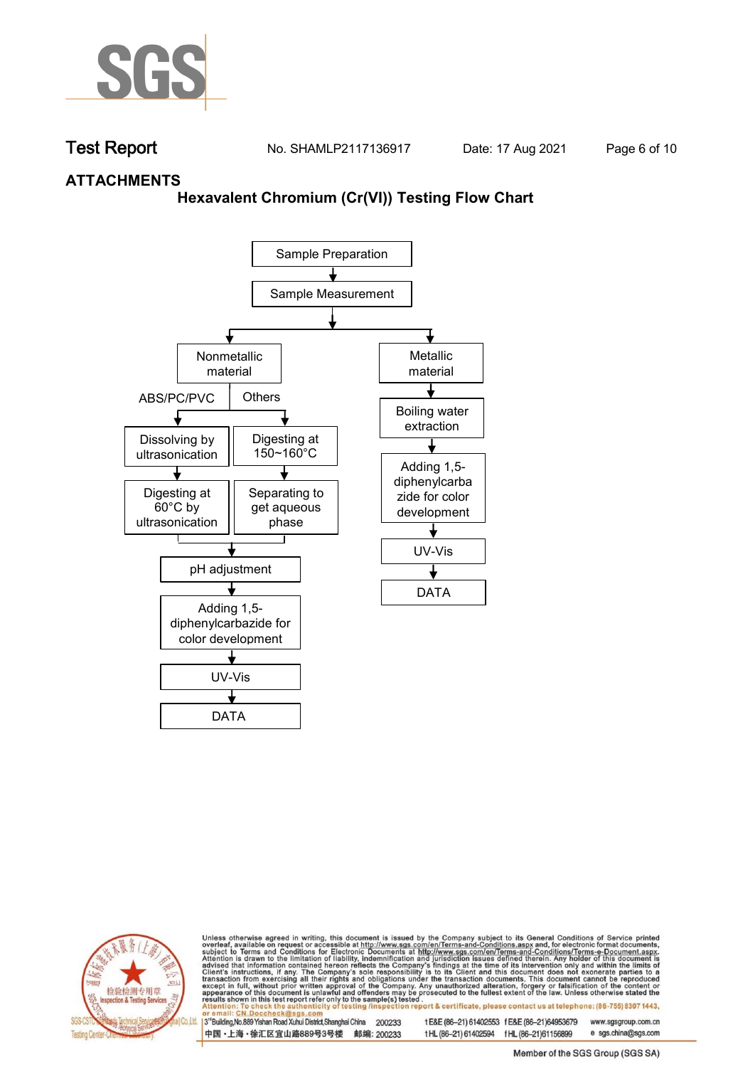## ATTACHMENTS

### Hexavalent Chromium (Cr(VI)) Testing Flow Chart

Sample Preparation
↓
Sample Measurement
↓

**Nonmetallic material**

- ABS/PC/PVC
  - Dissolving by ultrasonication
  - ↓
  - Digesting at 60°C by ultrasonication
- Others
  - Digesting at 150~160°C
  - ↓
  - Separating to get aqueous phase

↓
pH adjustment
↓
Adding 1,5-diphenylcarbazide for color development
↓
UV-Vis
↓
DATA

**Metallic material**

↓
Boiling water extraction
↓
Adding 1,5-diphenylcarbazide for color development
↓
UV-Vis
↓
DATA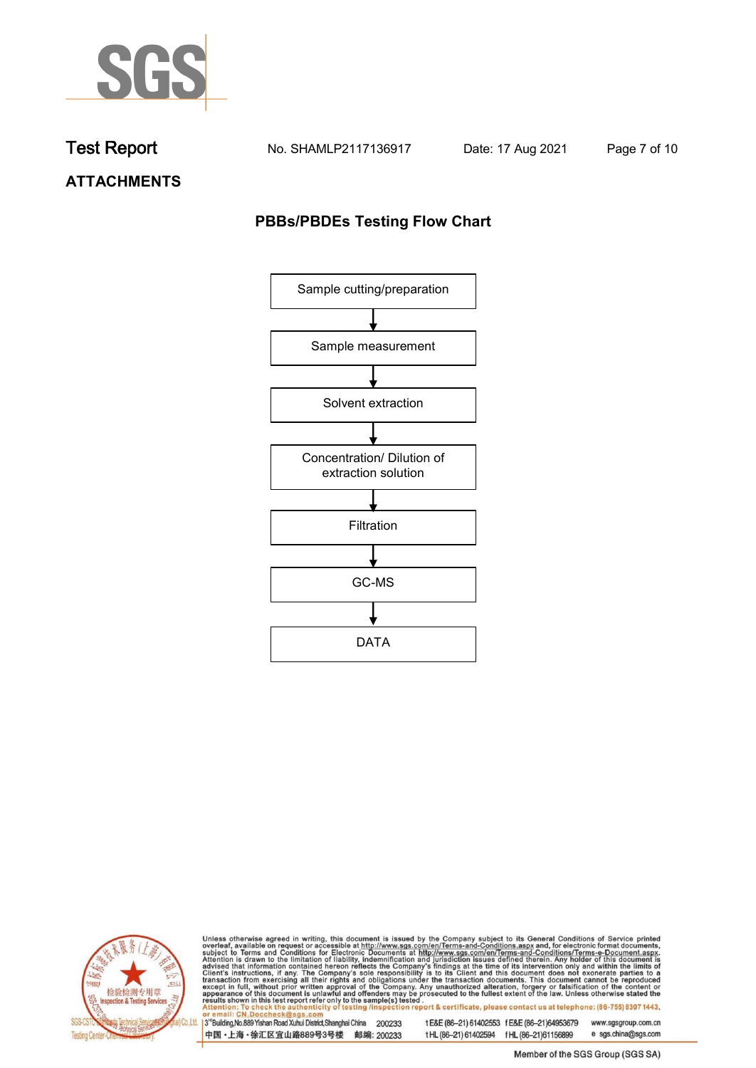# Test Report

No. SHAMLP2117136917 Date: 17 Aug 2021

## ATTACHMENTS

### PBBs/PBDEs Testing Flow Chart

Sample cutting/preparation

↓

Sample measurement

↓

Solvent extraction

↓

Concentration/ Dilution of extraction solution

↓

Filtration

↓

GC-MS

↓

DATA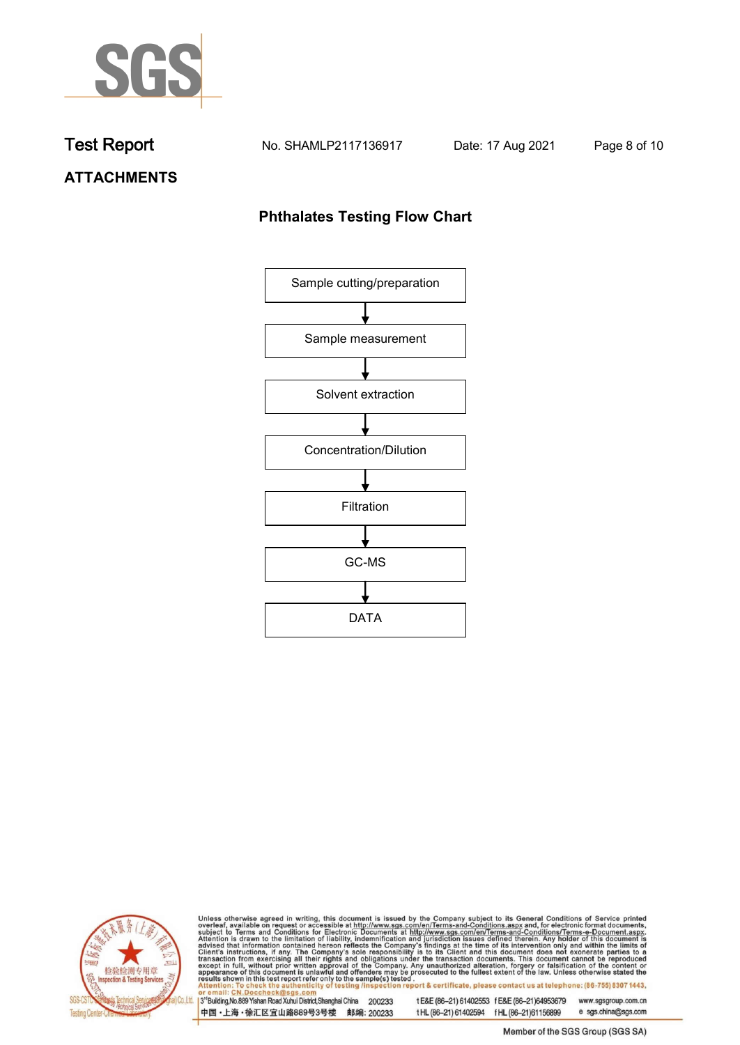## ATTACHMENTS

### Phthalates Testing Flow Chart

Sample cutting/preparation

↓

Sample measurement

↓

Solvent extraction

↓

Concentration/Dilution

↓

Filtration

↓

GC-MS

↓

DATA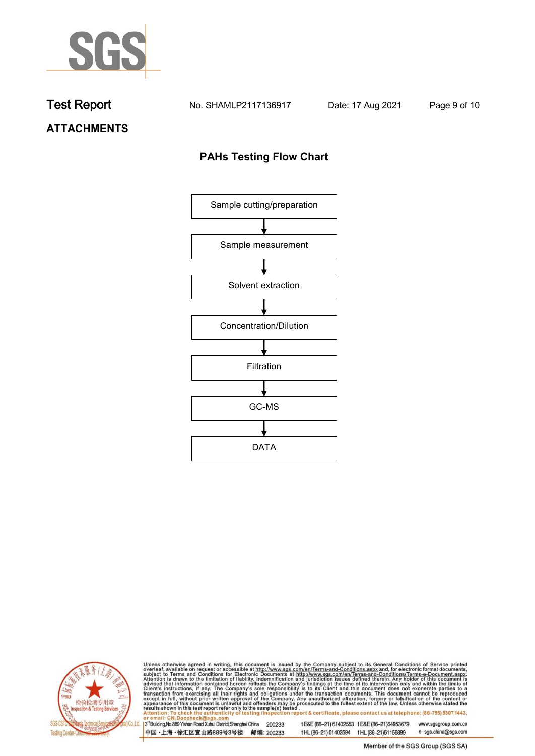Test Report No. SHAMLP2117136917 Date: 17 Aug 2021

## ATTACHMENTS

### PAHs Testing Flow Chart

Sample cutting/preparation

↓

Sample measurement

↓

Solvent extraction

↓

Concentration/Dilution

↓

Filtration

↓

GC-MS

↓

DATA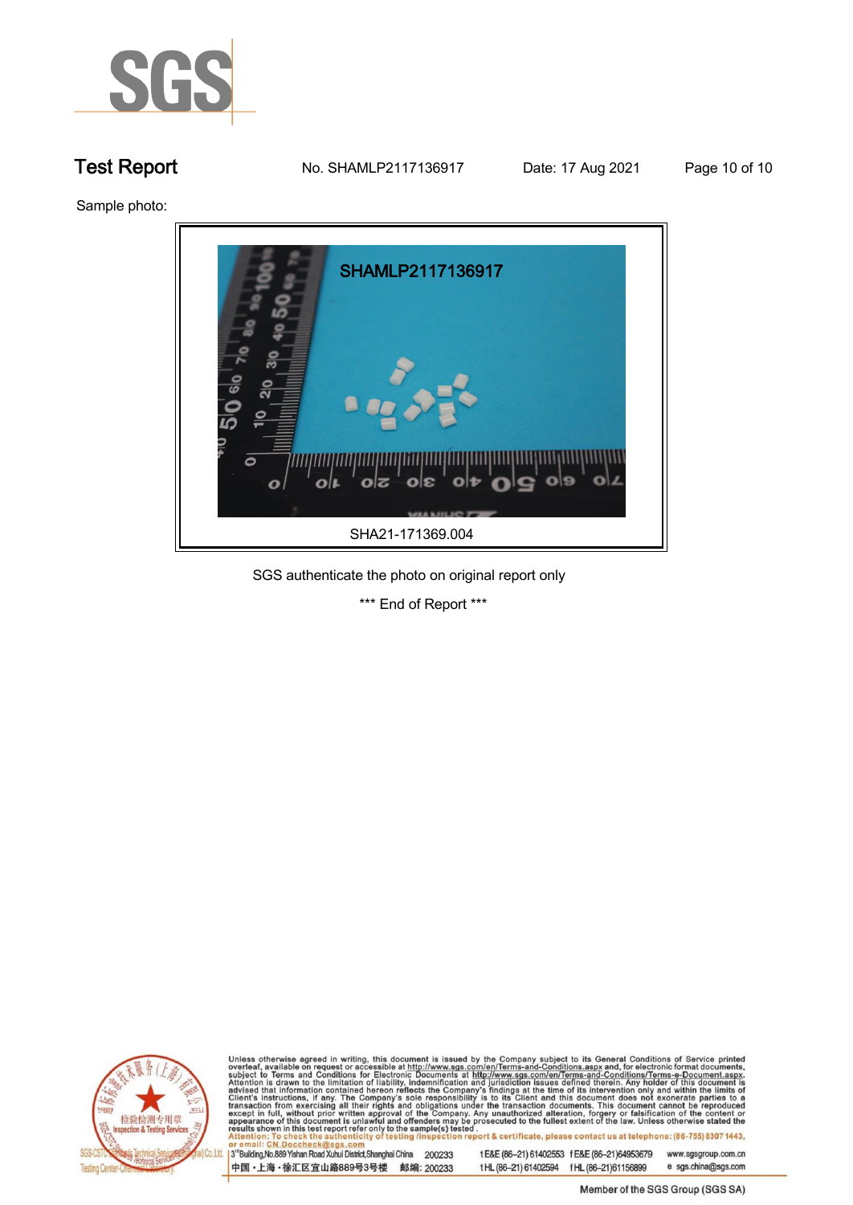Sample photo:

SHA21-171369.004

SGS authenticate the photo on original report only

\*\*\* End of Report \*\*\*